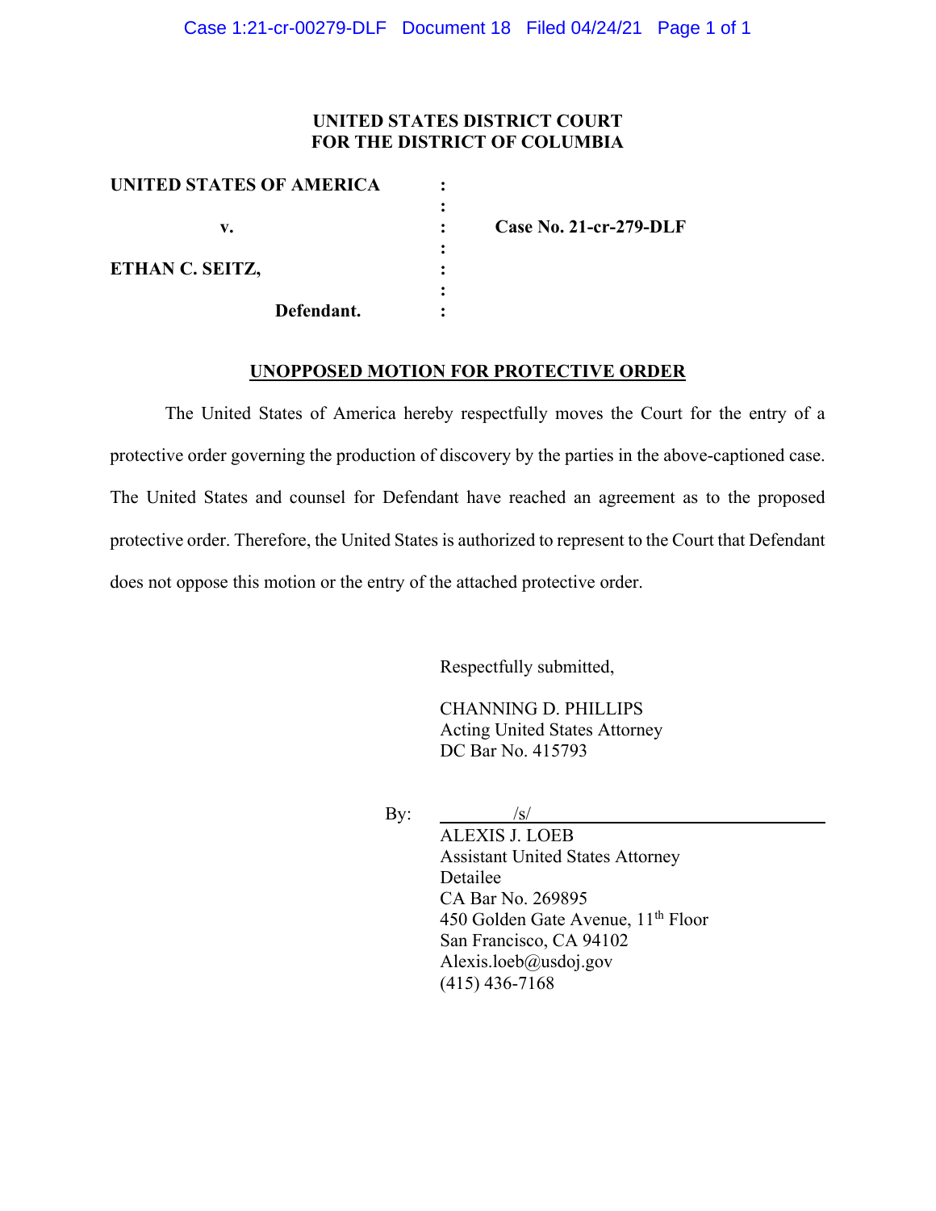**UNITED STATES DISTRICT COURT**
**FOR THE DISTRICT OF COLUMBIA**

| | | |
|---|---|---|
| **UNITED STATES OF AMERICA** | : | |
| | : | |
| **v.** | : | **Case No. 21-cr-279-DLF** |
| | : | |
| **ETHAN C. SEITZ,** | : | |
| | : | |
| **Defendant.** | : | |

## UNOPPOSED MOTION FOR PROTECTIVE ORDER

The United States of America hereby respectfully moves the Court for the entry of a protective order governing the production of discovery by the parties in the above-captioned case. The United States and counsel for Defendant have reached an agreement as to the proposed protective order. Therefore, the United States is authorized to represent to the Court that Defendant does not oppose this motion or the entry of the attached protective order.

Respectfully submitted,

CHANNING D. PHILLIPS
Acting United States Attorney
DC Bar No. 415793

By: /s/
ALEXIS J. LOEB
Assistant United States Attorney
Detailee
CA Bar No. 269895
450 Golden Gate Avenue, 11th Floor
San Francisco, CA 94102
Alexis.loeb@usdoj.gov
(415) 436-7168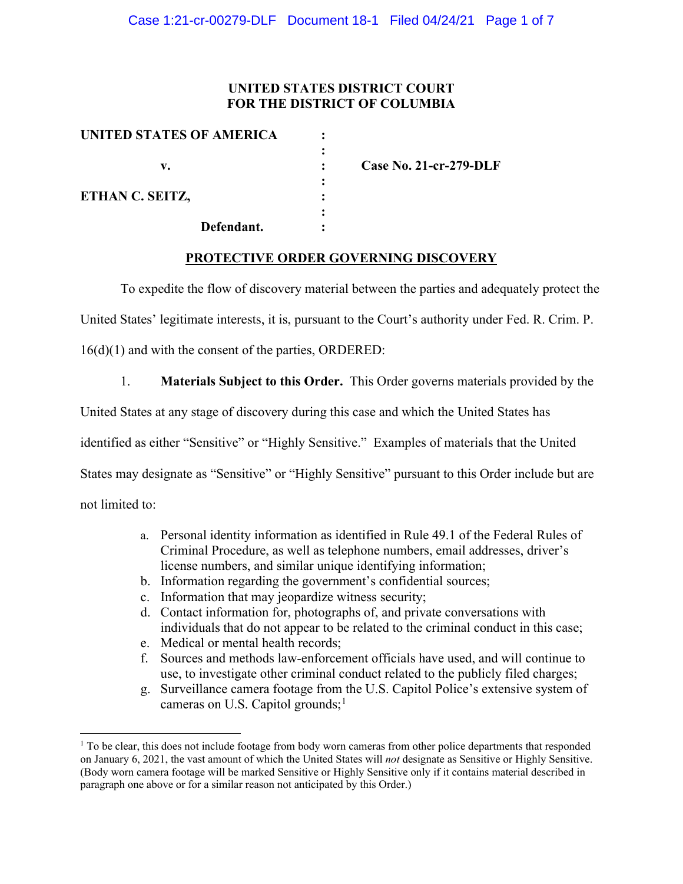**UNITED STATES DISTRICT COURT**
**FOR THE DISTRICT OF COLUMBIA**

| | | |
|---|---|---|
| **UNITED STATES OF AMERICA** | : | |
| | : | |
| **v.** | : | **Case No. 21-cr-279-DLF** |
| | : | |
| **ETHAN C. SEITZ,** | : | |
| | : | |
| **Defendant.** | : | |

**PROTECTIVE ORDER GOVERNING DISCOVERY**

To expedite the flow of discovery material between the parties and adequately protect the United States' legitimate interests, it is, pursuant to the Court's authority under Fed. R. Crim. P. 16(d)(1) and with the consent of the parties, ORDERED:

1. **Materials Subject to this Order.** This Order governs materials provided by the United States at any stage of discovery during this case and which the United States has identified as either "Sensitive" or "Highly Sensitive." Examples of materials that the United States may designate as "Sensitive" or "Highly Sensitive" pursuant to this Order include but are not limited to:

   a. Personal identity information as identified in Rule 49.1 of the Federal Rules of Criminal Procedure, as well as telephone numbers, email addresses, driver's license numbers, and similar unique identifying information;
   b. Information regarding the government's confidential sources;
   c. Information that may jeopardize witness security;
   d. Contact information for, photographs of, and private conversations with individuals that do not appear to be related to the criminal conduct in this case;
   e. Medical or mental health records;
   f. Sources and methods law-enforcement officials have used, and will continue to use, to investigate other criminal conduct related to the publicly filed charges;
   g. Surveillance camera footage from the U.S. Capitol Police's extensive system of cameras on U.S. Capitol grounds;[1]

[1] To be clear, this does not include footage from body worn cameras from other police departments that responded on January 6, 2021, the vast amount of which the United States will *not* designate as Sensitive or Highly Sensitive. (Body worn camera footage will be marked Sensitive or Highly Sensitive only if it contains material described in paragraph one above or for a similar reason not anticipated by this Order.)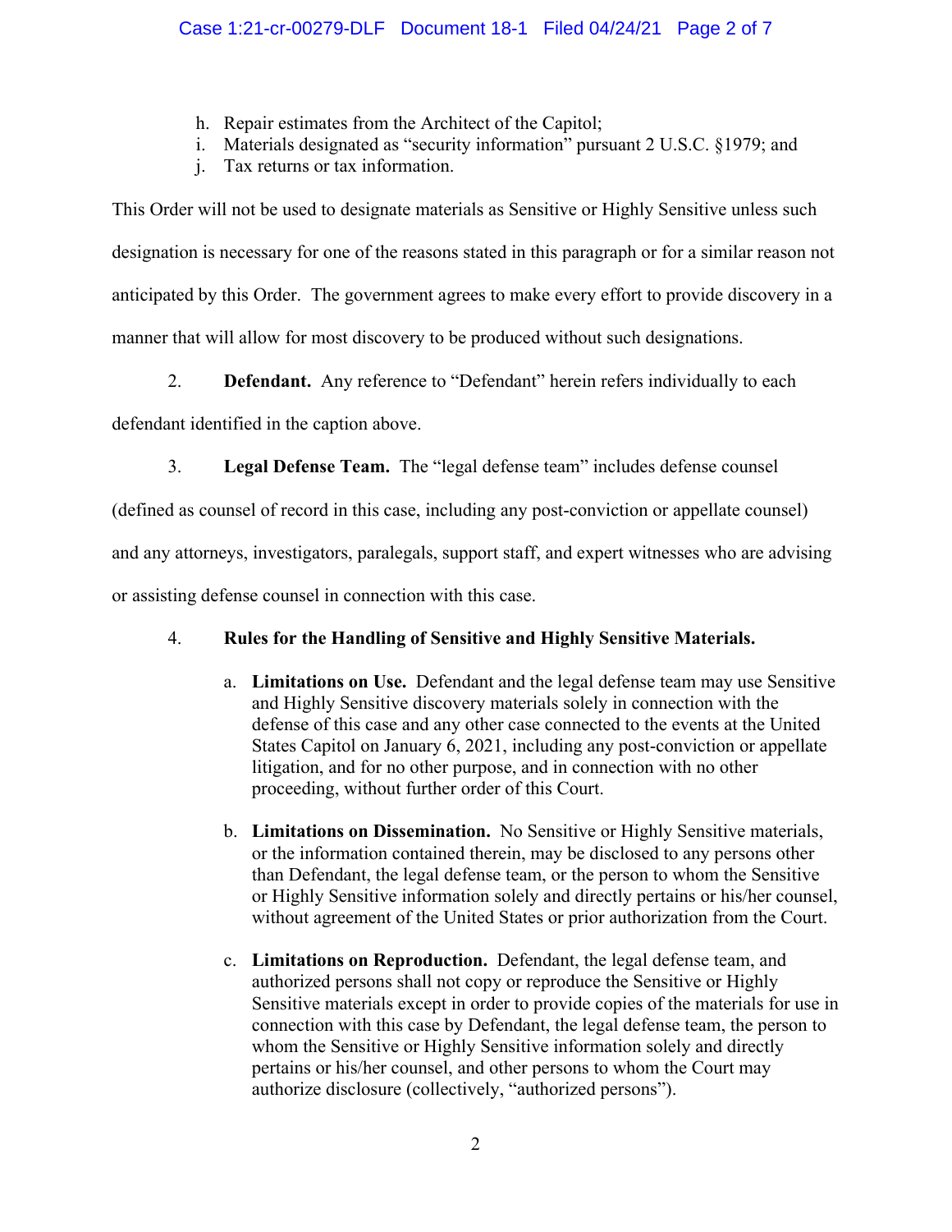h. Repair estimates from the Architect of the Capitol;
i. Materials designated as "security information" pursuant 2 U.S.C. §1979; and
j. Tax returns or tax information.

This Order will not be used to designate materials as Sensitive or Highly Sensitive unless such designation is necessary for one of the reasons stated in this paragraph or for a similar reason not anticipated by this Order. The government agrees to make every effort to provide discovery in a manner that will allow for most discovery to be produced without such designations.

2. **Defendant.** Any reference to "Defendant" herein refers individually to each defendant identified in the caption above.

3. **Legal Defense Team.** The "legal defense team" includes defense counsel (defined as counsel of record in this case, including any post-conviction or appellate counsel) and any attorneys, investigators, paralegals, support staff, and expert witnesses who are advising or assisting defense counsel in connection with this case.

4. **Rules for the Handling of Sensitive and Highly Sensitive Materials.**

   a. **Limitations on Use.** Defendant and the legal defense team may use Sensitive and Highly Sensitive discovery materials solely in connection with the defense of this case and any other case connected to the events at the United States Capitol on January 6, 2021, including any post-conviction or appellate litigation, and for no other purpose, and in connection with no other proceeding, without further order of this Court.

   b. **Limitations on Dissemination.** No Sensitive or Highly Sensitive materials, or the information contained therein, may be disclosed to any persons other than Defendant, the legal defense team, or the person to whom the Sensitive or Highly Sensitive information solely and directly pertains or his/her counsel, without agreement of the United States or prior authorization from the Court.

   c. **Limitations on Reproduction.** Defendant, the legal defense team, and authorized persons shall not copy or reproduce the Sensitive or Highly Sensitive materials except in order to provide copies of the materials for use in connection with this case by Defendant, the legal defense team, the person to whom the Sensitive or Highly Sensitive information solely and directly pertains or his/her counsel, and other persons to whom the Court may authorize disclosure (collectively, "authorized persons").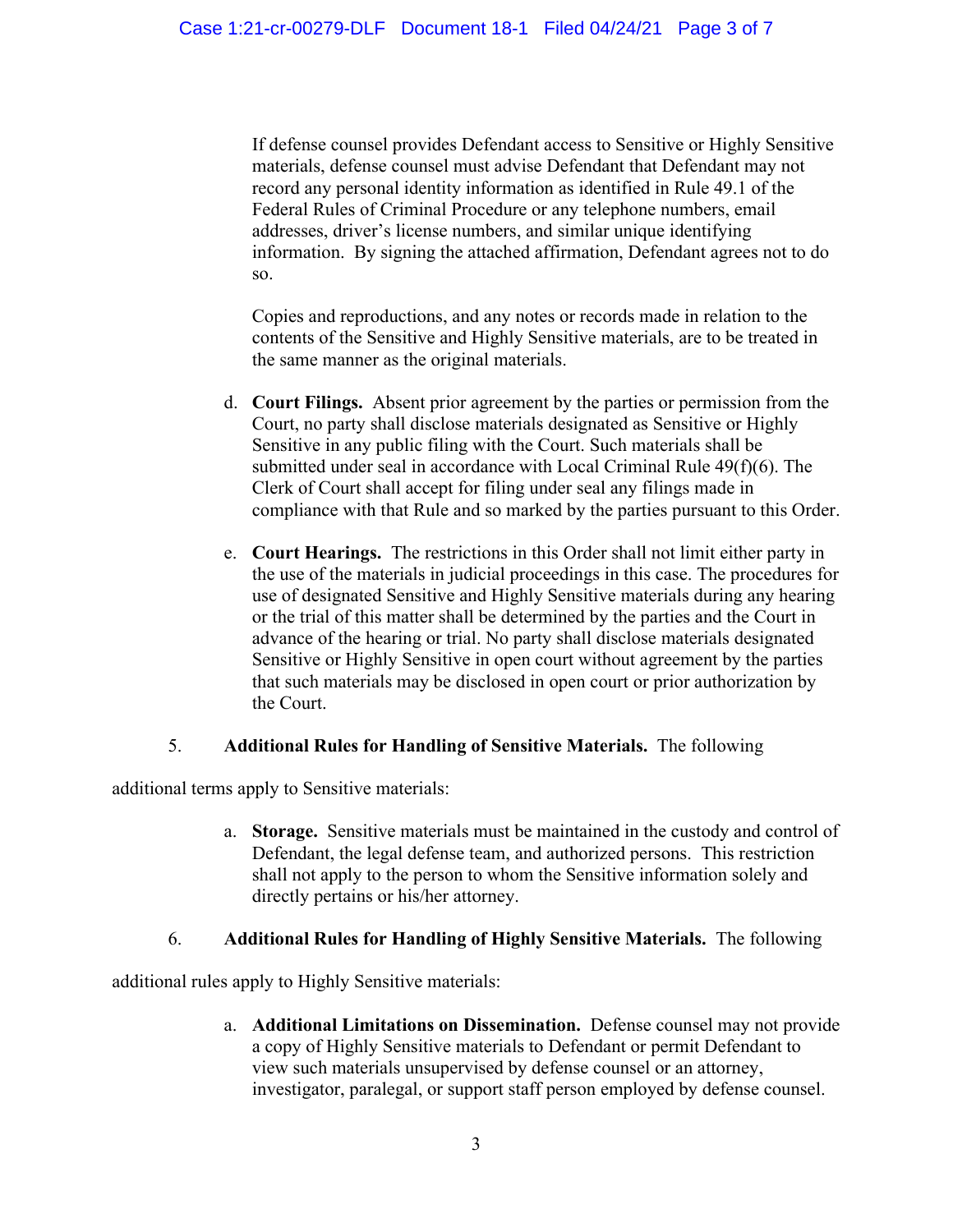If defense counsel provides Defendant access to Sensitive or Highly Sensitive materials, defense counsel must advise Defendant that Defendant may not record any personal identity information as identified in Rule 49.1 of the Federal Rules of Criminal Procedure or any telephone numbers, email addresses, driver's license numbers, and similar unique identifying information. By signing the attached affirmation, Defendant agrees not to do so.

Copies and reproductions, and any notes or records made in relation to the contents of the Sensitive and Highly Sensitive materials, are to be treated in the same manner as the original materials.

d. **Court Filings.** Absent prior agreement by the parties or permission from the Court, no party shall disclose materials designated as Sensitive or Highly Sensitive in any public filing with the Court. Such materials shall be submitted under seal in accordance with Local Criminal Rule 49(f)(6). The Clerk of Court shall accept for filing under seal any filings made in compliance with that Rule and so marked by the parties pursuant to this Order.

e. **Court Hearings.** The restrictions in this Order shall not limit either party in the use of the materials in judicial proceedings in this case. The procedures for use of designated Sensitive and Highly Sensitive materials during any hearing or the trial of this matter shall be determined by the parties and the Court in advance of the hearing or trial. No party shall disclose materials designated Sensitive or Highly Sensitive in open court without agreement by the parties that such materials may be disclosed in open court or prior authorization by the Court.

5. **Additional Rules for Handling of Sensitive Materials.** The following additional terms apply to Sensitive materials:

a. **Storage.** Sensitive materials must be maintained in the custody and control of Defendant, the legal defense team, and authorized persons. This restriction shall not apply to the person to whom the Sensitive information solely and directly pertains or his/her attorney.

6. **Additional Rules for Handling of Highly Sensitive Materials.** The following additional rules apply to Highly Sensitive materials:

a. **Additional Limitations on Dissemination.** Defense counsel may not provide a copy of Highly Sensitive materials to Defendant or permit Defendant to view such materials unsupervised by defense counsel or an attorney, investigator, paralegal, or support staff person employed by defense counsel.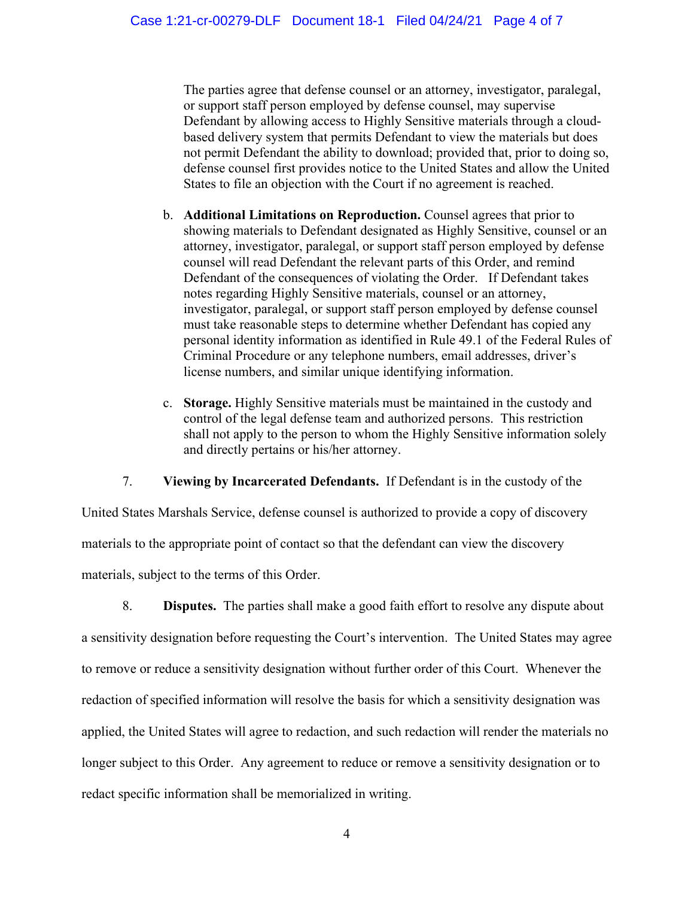The parties agree that defense counsel or an attorney, investigator, paralegal, or support staff person employed by defense counsel, may supervise Defendant by allowing access to Highly Sensitive materials through a cloud-based delivery system that permits Defendant to view the materials but does not permit Defendant the ability to download; provided that, prior to doing so, defense counsel first provides notice to the United States and allow the United States to file an objection with the Court if no agreement is reached.

b. **Additional Limitations on Reproduction.** Counsel agrees that prior to showing materials to Defendant designated as Highly Sensitive, counsel or an attorney, investigator, paralegal, or support staff person employed by defense counsel will read Defendant the relevant parts of this Order, and remind Defendant of the consequences of violating the Order. If Defendant takes notes regarding Highly Sensitive materials, counsel or an attorney, investigator, paralegal, or support staff person employed by defense counsel must take reasonable steps to determine whether Defendant has copied any personal identity information as identified in Rule 49.1 of the Federal Rules of Criminal Procedure or any telephone numbers, email addresses, driver's license numbers, and similar unique identifying information.

c. **Storage.** Highly Sensitive materials must be maintained in the custody and control of the legal defense team and authorized persons. This restriction shall not apply to the person to whom the Highly Sensitive information solely and directly pertains or his/her attorney.

7. **Viewing by Incarcerated Defendants.** If Defendant is in the custody of the United States Marshals Service, defense counsel is authorized to provide a copy of discovery materials to the appropriate point of contact so that the defendant can view the discovery materials, subject to the terms of this Order.

8. **Disputes.** The parties shall make a good faith effort to resolve any dispute about a sensitivity designation before requesting the Court's intervention. The United States may agree to remove or reduce a sensitivity designation without further order of this Court. Whenever the redaction of specified information will resolve the basis for which a sensitivity designation was applied, the United States will agree to redaction, and such redaction will render the materials no longer subject to this Order. Any agreement to reduce or remove a sensitivity designation or to redact specific information shall be memorialized in writing.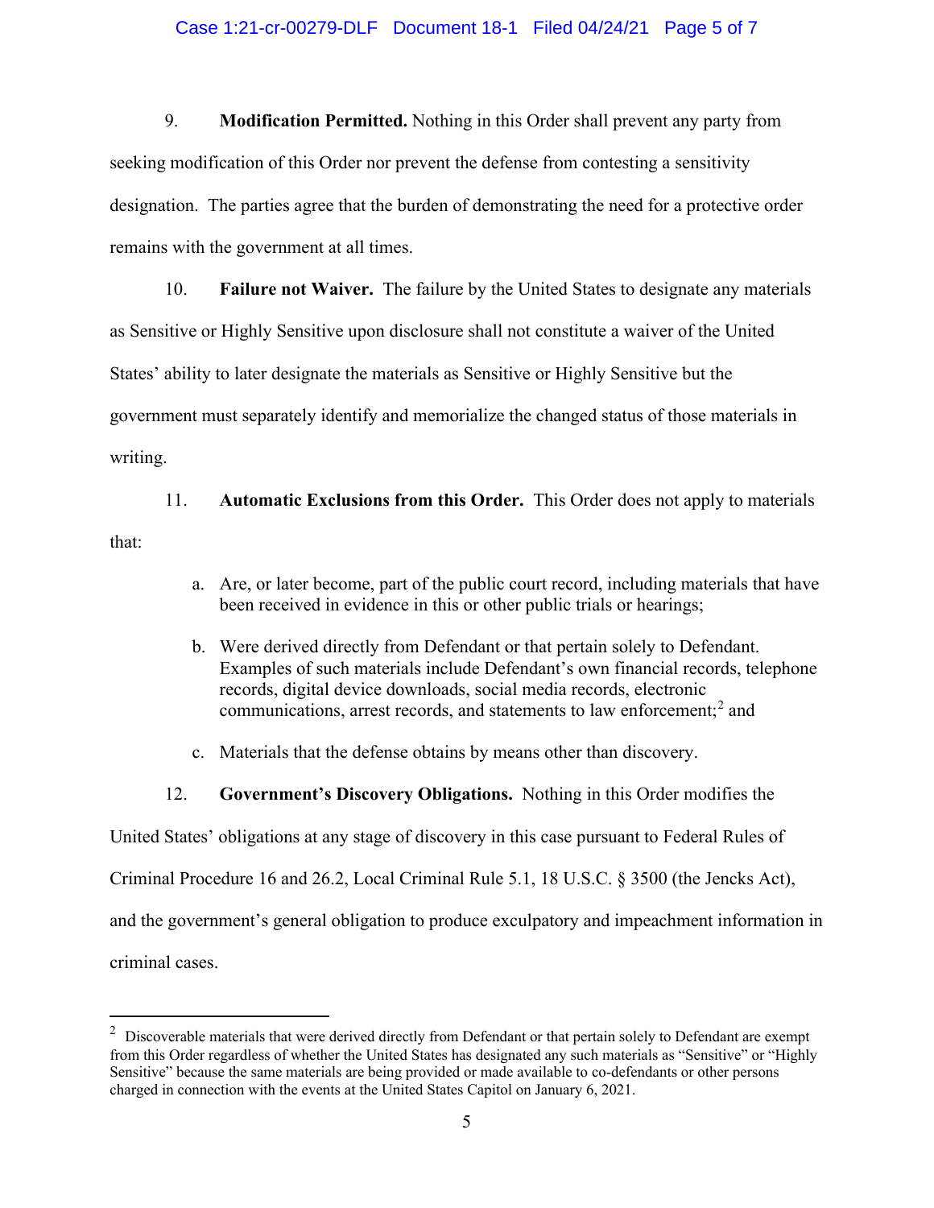9. **Modification Permitted.** Nothing in this Order shall prevent any party from seeking modification of this Order nor prevent the defense from contesting a sensitivity designation. The parties agree that the burden of demonstrating the need for a protective order remains with the government at all times.

10. **Failure not Waiver.** The failure by the United States to designate any materials as Sensitive or Highly Sensitive upon disclosure shall not constitute a waiver of the United States' ability to later designate the materials as Sensitive or Highly Sensitive but the government must separately identify and memorialize the changed status of those materials in writing.

11. **Automatic Exclusions from this Order.** This Order does not apply to materials that:

   a. Are, or later become, part of the public court record, including materials that have been received in evidence in this or other public trials or hearings;

   b. Were derived directly from Defendant or that pertain solely to Defendant. Examples of such materials include Defendant's own financial records, telephone records, digital device downloads, social media records, electronic communications, arrest records, and statements to law enforcement;[2] and

   c. Materials that the defense obtains by means other than discovery.

12. **Government's Discovery Obligations.** Nothing in this Order modifies the United States' obligations at any stage of discovery in this case pursuant to Federal Rules of Criminal Procedure 16 and 26.2, Local Criminal Rule 5.1, 18 U.S.C. § 3500 (the Jencks Act), and the government's general obligation to produce exculpatory and impeachment information in criminal cases.

---

[2] Discoverable materials that were derived directly from Defendant or that pertain solely to Defendant are exempt from this Order regardless of whether the United States has designated any such materials as "Sensitive" or "Highly Sensitive" because the same materials are being provided or made available to co-defendants or other persons charged in connection with the events at the United States Capitol on January 6, 2021.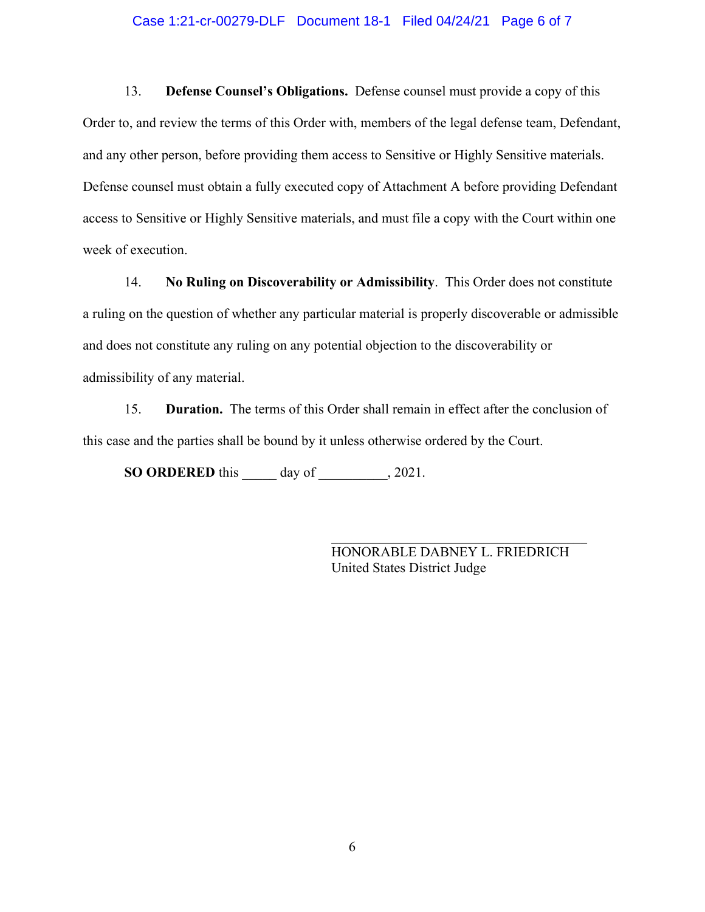13. **Defense Counsel's Obligations.** Defense counsel must provide a copy of this Order to, and review the terms of this Order with, members of the legal defense team, Defendant, and any other person, before providing them access to Sensitive or Highly Sensitive materials. Defense counsel must obtain a fully executed copy of Attachment A before providing Defendant access to Sensitive or Highly Sensitive materials, and must file a copy with the Court within one week of execution.

14. **No Ruling on Discoverability or Admissibility**. This Order does not constitute a ruling on the question of whether any particular material is properly discoverable or admissible and does not constitute any ruling on any potential objection to the discoverability or admissibility of any material.

15. **Duration.** The terms of this Order shall remain in effect after the conclusion of this case and the parties shall be bound by it unless otherwise ordered by the Court.

**SO ORDERED** this _____ day of __________, 2021.

___________________________________
HONORABLE DABNEY L. FRIEDRICH
United States District Judge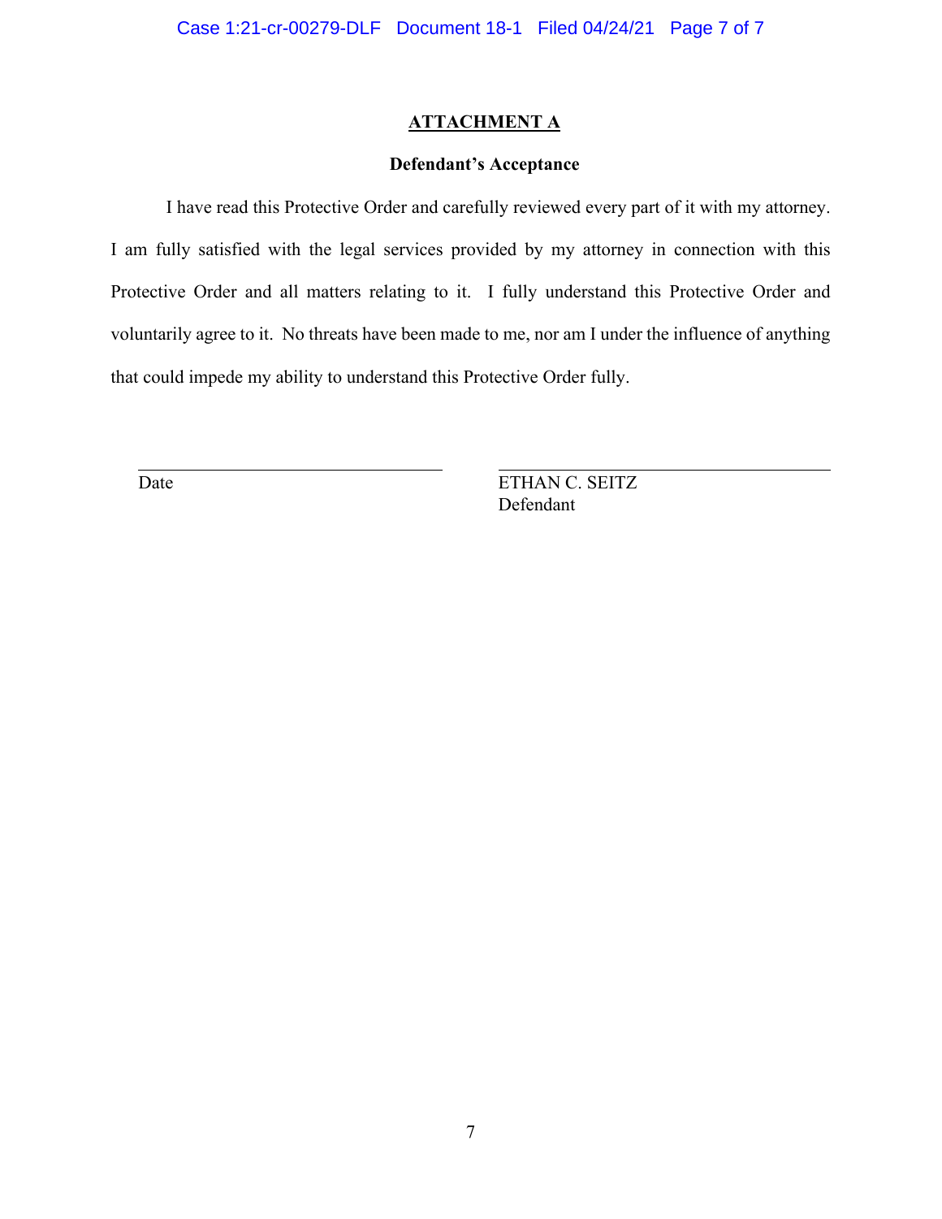# ATTACHMENT A

**Defendant's Acceptance**

I have read this Protective Order and carefully reviewed every part of it with my attorney. I am fully satisfied with the legal services provided by my attorney in connection with this Protective Order and all matters relating to it. I fully understand this Protective Order and voluntarily agree to it. No threats have been made to me, nor am I under the influence of anything that could impede my ability to understand this Protective Order fully.

| | |
|---|---|
| \_\_\_\_\_\_\_\_\_\_\_\_\_\_\_\_\_\_\_\_\_\_\_\_ | \_\_\_\_\_\_\_\_\_\_\_\_\_\_\_\_\_\_\_\_\_\_\_\_ |
| Date | ETHAN C. SEITZ<br>Defendant |